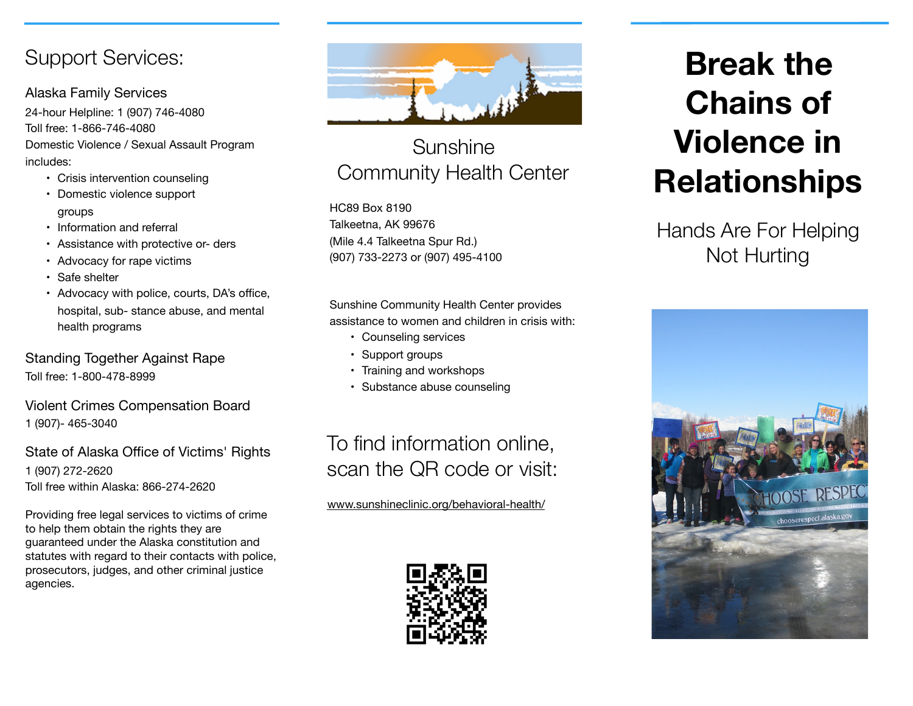## Support Services:

### Alaska Family Services

24-hour Helpline: 1 (907) 746-4080
Toll free: 1-866-746-4080
Domestic Violence / Sexual Assault Program includes:

- Crisis intervention counseling
- Domestic violence support groups
- Information and referral
- Assistance with protective or- ders
- Advocacy for rape victims
- Safe shelter
- Advocacy with police, courts, DA's office, hospital, sub- stance abuse, and mental health programs

### Standing Together Against Rape

Toll free: 1-800-478-8999

### Violent Crimes Compensation Board

1 (907)- 465-3040

### State of Alaska Office of Victims' Rights

1 (907) 272-2620
Toll free within Alaska: 866-274-2620

Providing free legal services to victims of crime to help them obtain the rights they are guaranteed under the Alaska constitution and statutes with regard to their contacts with police, prosecutors, judges, and other criminal justice agencies.

## Sunshine Community Health Center

HC89 Box 8190
Talkeetna, AK 99676
(Mile 4.4 Talkeetna Spur Rd.)
(907) 733-2273 or (907) 495-4100

Sunshine Community Health Center provides assistance to women and children in crisis with:

- Counseling services
- Support groups
- Training and workshops
- Substance abuse counseling

### To find information online, scan the QR code or visit:

www.sunshineclinic.org/behavioral-health/

# Break the Chains of Violence in Relationships

## Hands Are For Helping Not Hurting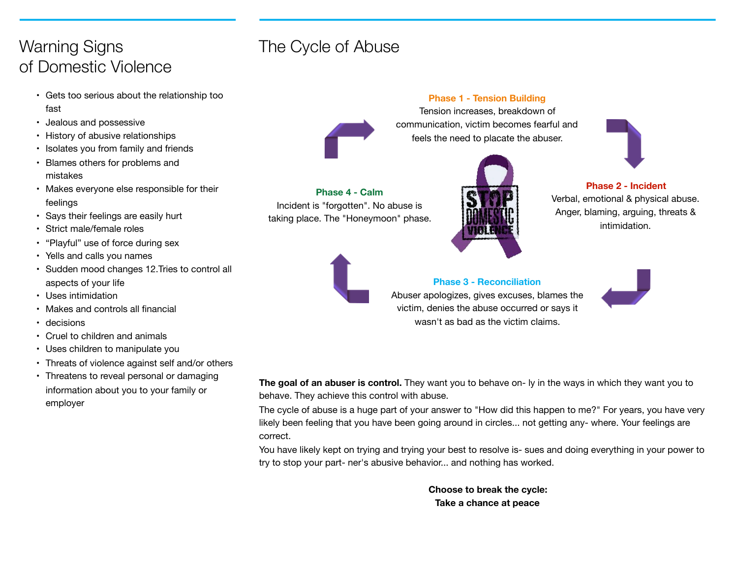# Warning Signs of Domestic Violence

- Gets too serious about the relationship too fast
- Jealous and possessive
- History of abusive relationships
- Isolates you from family and friends
- Blames others for problems and mistakes
- Makes everyone else responsible for their feelings
- Says their feelings are easily hurt
- Strict male/female roles
- "Playful" use of force during sex
- Yells and calls you names
- Sudden mood changes 12.Tries to control all aspects of your life
- Uses intimidation
- Makes and controls all financial
- decisions
- Cruel to children and animals
- Uses children to manipulate you
- Threats of violence against self and/or others
- Threatens to reveal personal or damaging information about you to your family or employer

# The Cycle of Abuse

**Phase 1 - Tension Building**
Tension increases, breakdown of communication, victim becomes fearful and feels the need to placate the abuser.

**Phase 2 - Incident**
Verbal, emotional & physical abuse. Anger, blaming, arguing, threats & intimidation.

**Phase 3 - Reconciliation**
Abuser apologizes, gives excuses, blames the victim, denies the abuse occurred or says it wasn't as bad as the victim claims.

**Phase 4 - Calm**
Incident is "forgotten". No abuse is taking place. The "Honeymoon" phase.

STOP DOMESTIC VIOLENCE

**The goal of an abuser is control.** They want you to behave on- ly in the ways in which they want you to behave. They achieve this control with abuse.

The cycle of abuse is a huge part of your answer to "How did this happen to me?" For years, you have very likely been feeling that you have been going around in circles... not getting any- where. Your feelings are correct.

You have likely kept on trying and trying your best to resolve is- sues and doing everything in your power to try to stop your part- ner's abusive behavior... and nothing has worked.

**Choose to break the cycle:**
**Take a chance at peace**